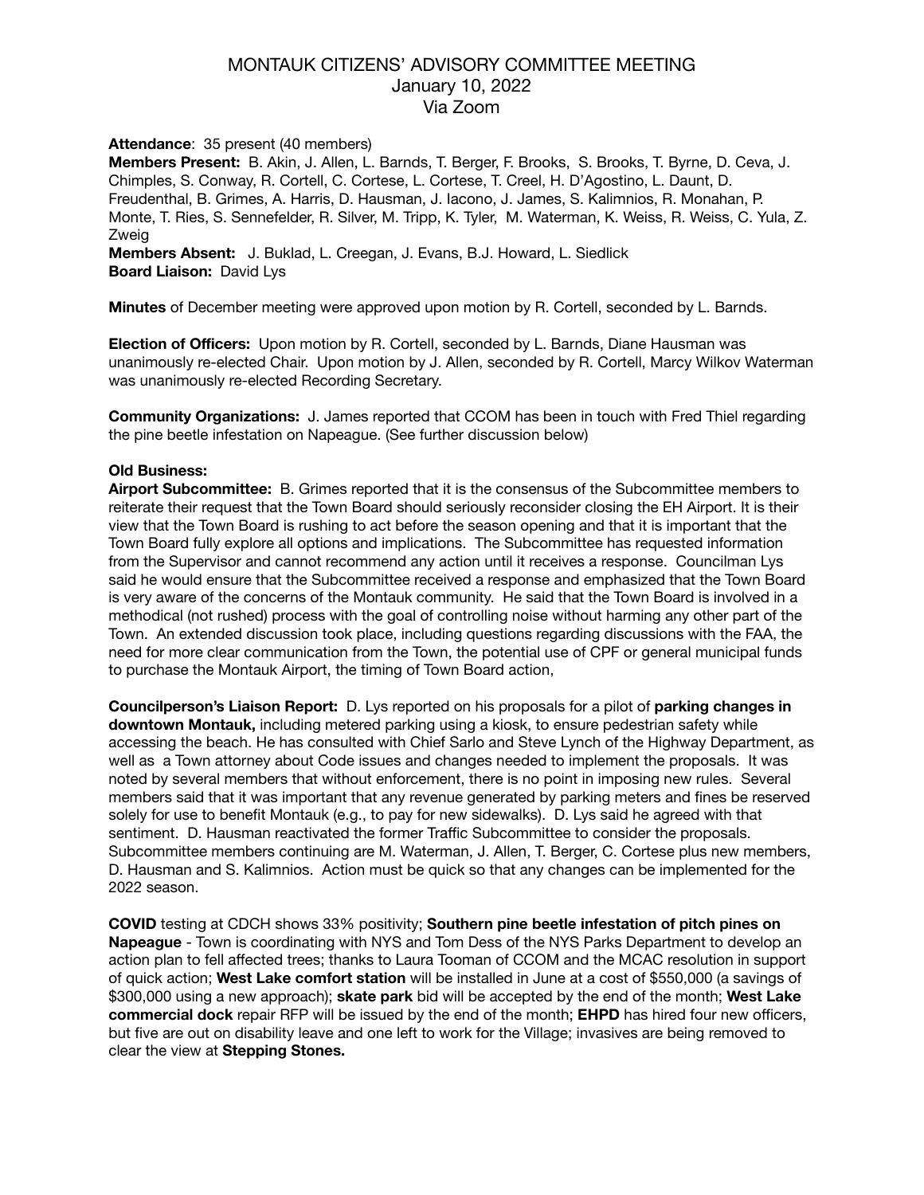# MONTAUK CITIZENS' ADVISORY COMMITTEE MEETING
## January 10, 2022
## Via Zoom

**Attendance**: 35 present (40 members)
**Members Present:** B. Akin, J. Allen, L. Barnds, T. Berger, F. Brooks, S. Brooks, T. Byrne, D. Ceva, J. Chimples, S. Conway, R. Cortell, C. Cortese, L. Cortese, T. Creel, H. D'Agostino, L. Daunt, D. Freudenthal, B. Grimes, A. Harris, D. Hausman, J. Iacono, J. James, S. Kalimnios, R. Monahan, P. Monte, T. Ries, S. Sennefelder, R. Silver, M. Tripp, K. Tyler, M. Waterman, K. Weiss, R. Weiss, C. Yula, Z. Zweig
**Members Absent:** J. Buklad, L. Creegan, J. Evans, B.J. Howard, L. Siedlick
**Board Liaison:** David Lys

**Minutes** of December meeting were approved upon motion by R. Cortell, seconded by L. Barnds.

**Election of Officers:** Upon motion by R. Cortell, seconded by L. Barnds, Diane Hausman was unanimously re-elected Chair. Upon motion by J. Allen, seconded by R. Cortell, Marcy Wilkov Waterman was unanimously re-elected Recording Secretary.

**Community Organizations:** J. James reported that CCOM has been in touch with Fred Thiel regarding the pine beetle infestation on Napeague. (See further discussion below)

**Old Business:**
**Airport Subcommittee:** B. Grimes reported that it is the consensus of the Subcommittee members to reiterate their request that the Town Board should seriously reconsider closing the EH Airport. It is their view that the Town Board is rushing to act before the season opening and that it is important that the Town Board fully explore all options and implications. The Subcommittee has requested information from the Supervisor and cannot recommend any action until it receives a response. Councilman Lys said he would ensure that the Subcommittee received a response and emphasized that the Town Board is very aware of the concerns of the Montauk community. He said that the Town Board is involved in a methodical (not rushed) process with the goal of controlling noise without harming any other part of the Town. An extended discussion took place, including questions regarding discussions with the FAA, the need for more clear communication from the Town, the potential use of CPF or general municipal funds to purchase the Montauk Airport, the timing of Town Board action,

**Councilperson's Liaison Report:** D. Lys reported on his proposals for a pilot of **parking changes in downtown Montauk,** including metered parking using a kiosk, to ensure pedestrian safety while accessing the beach. He has consulted with Chief Sarlo and Steve Lynch of the Highway Department, as well as a Town attorney about Code issues and changes needed to implement the proposals. It was noted by several members that without enforcement, there is no point in imposing new rules. Several members said that it was important that any revenue generated by parking meters and fines be reserved solely for use to benefit Montauk (e.g., to pay for new sidewalks). D. Lys said he agreed with that sentiment. D. Hausman reactivated the former Traffic Subcommittee to consider the proposals. Subcommittee members continuing are M. Waterman, J. Allen, T. Berger, C. Cortese plus new members, D. Hausman and S. Kalimnios. Action must be quick so that any changes can be implemented for the 2022 season.

**COVID** testing at CDCH shows 33% positivity; **Southern pine beetle infestation of pitch pines on Napeague** - Town is coordinating with NYS and Tom Dess of the NYS Parks Department to develop an action plan to fell affected trees; thanks to Laura Tooman of CCOM and the MCAC resolution in support of quick action; **West Lake comfort station** will be installed in June at a cost of $550,000 (a savings of $300,000 using a new approach); **skate park** bid will be accepted by the end of the month; **West Lake commercial dock** repair RFP will be issued by the end of the month; **EHPD** has hired four new officers, but five are out on disability leave and one left to work for the Village; invasives are being removed to clear the view at **Stepping Stones.**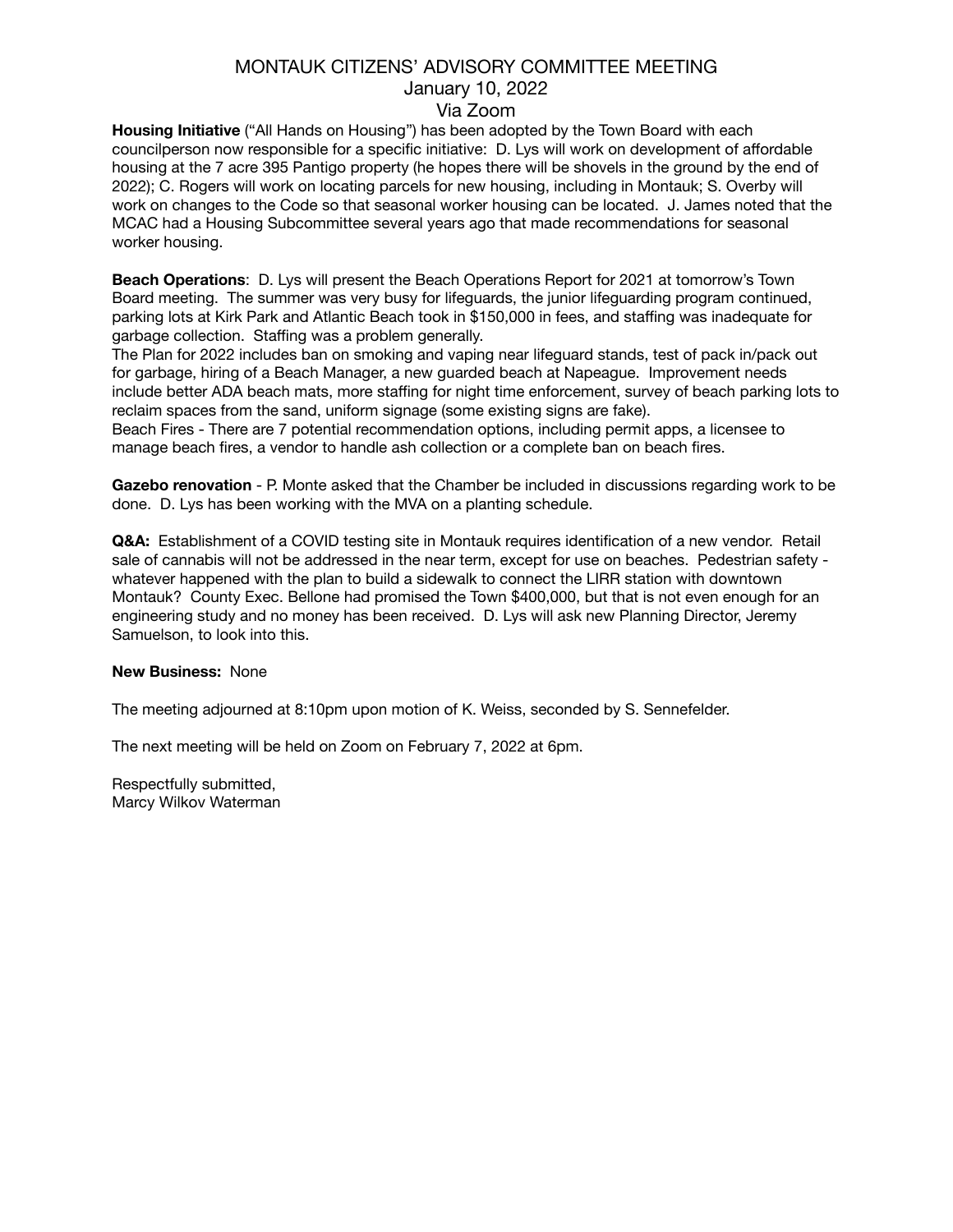# MONTAUK CITIZENS' ADVISORY COMMITTEE MEETING
## January 10, 2022
## Via Zoom

**Housing Initiative** ("All Hands on Housing") has been adopted by the Town Board with each councilperson now responsible for a specific initiative: D. Lys will work on development of affordable housing at the 7 acre 395 Pantigo property (he hopes there will be shovels in the ground by the end of 2022); C. Rogers will work on locating parcels for new housing, including in Montauk; S. Overby will work on changes to the Code so that seasonal worker housing can be located. J. James noted that the MCAC had a Housing Subcommittee several years ago that made recommendations for seasonal worker housing.

**Beach Operations**: D. Lys will present the Beach Operations Report for 2021 at tomorrow's Town Board meeting. The summer was very busy for lifeguards, the junior lifeguarding program continued, parking lots at Kirk Park and Atlantic Beach took in $150,000 in fees, and staffing was inadequate for garbage collection. Staffing was a problem generally.
The Plan for 2022 includes ban on smoking and vaping near lifeguard stands, test of pack in/pack out for garbage, hiring of a Beach Manager, a new guarded beach at Napeague. Improvement needs include better ADA beach mats, more staffing for night time enforcement, survey of beach parking lots to reclaim spaces from the sand, uniform signage (some existing signs are fake).
Beach Fires - There are 7 potential recommendation options, including permit apps, a licensee to manage beach fires, a vendor to handle ash collection or a complete ban on beach fires.

**Gazebo renovation** - P. Monte asked that the Chamber be included in discussions regarding work to be done. D. Lys has been working with the MVA on a planting schedule.

**Q&A:** Establishment of a COVID testing site in Montauk requires identification of a new vendor. Retail sale of cannabis will not be addressed in the near term, except for use on beaches. Pedestrian safety - whatever happened with the plan to build a sidewalk to connect the LIRR station with downtown Montauk? County Exec. Bellone had promised the Town $400,000, but that is not even enough for an engineering study and no money has been received. D. Lys will ask new Planning Director, Jeremy Samuelson, to look into this.

**New Business:** None

The meeting adjourned at 8:10pm upon motion of K. Weiss, seconded by S. Sennefelder.

The next meeting will be held on Zoom on February 7, 2022 at 6pm.

Respectfully submitted,
Marcy Wilkov Waterman